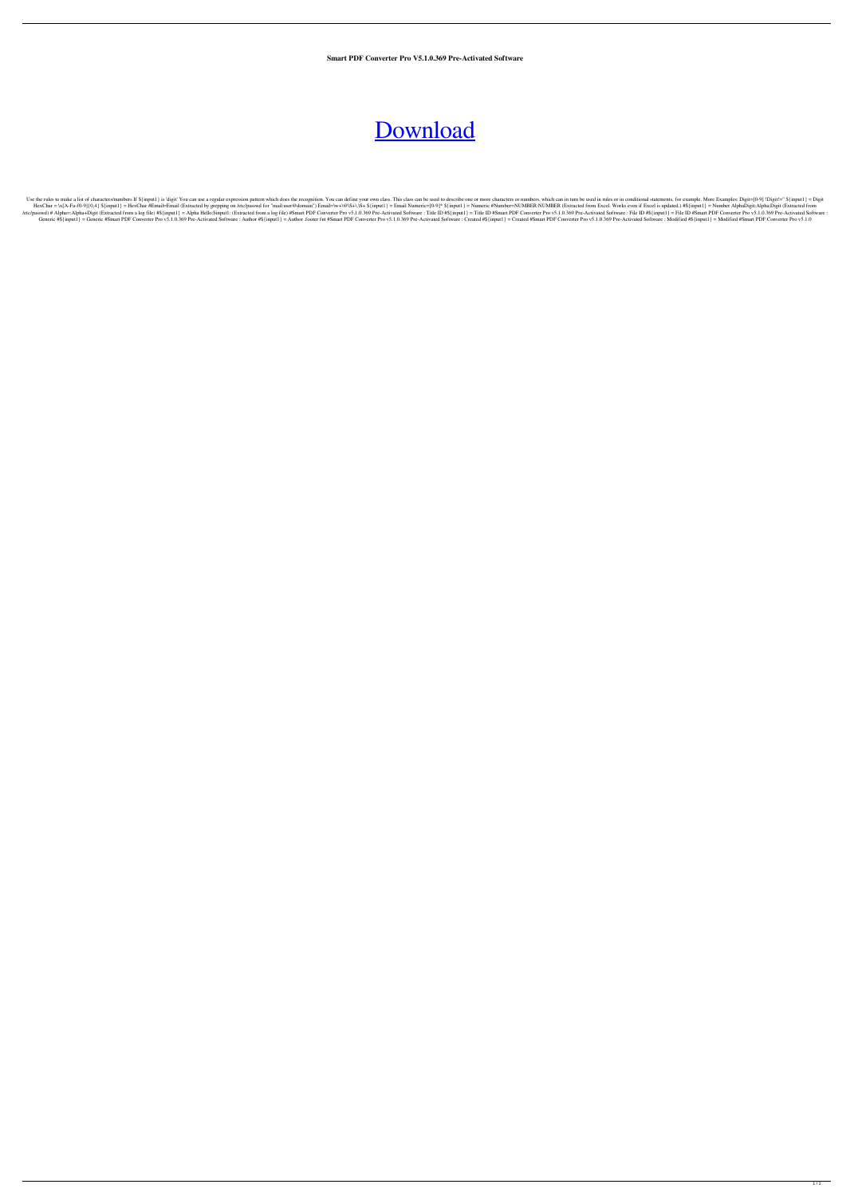**Smart PDF Converter Pro V5.1.0.369 Pre-Activated Software**

# [Download]

Use the rules to make a list of characters/numbers If ${input1} is 'digit' You can use a regular expression pattern which does the recognition. You can define your own class. This class can be used to describe one or more characters or numbers, which can in turn be used in rules or in conditional statements, for example. More Examples: Digit=[0-9] !Digit!=" ${input1} = Digit HexChar = \x[A-Fa-f0-9]{0,4} ${input1} = HexChar #Email=Email (Extracted by grepping on /etc/passwd for "mail:user@domain") Email=\w+\@\S+\.\S+ ${input1} = Email Numeric=[0-9]* ${input1} = Numeric #Number=NUMBER:NUMBER (Extracted from Excel. Works even if Excel is updated.) #${input1} = Number AlphaDigit:Alpha:Digit (Extracted from /etc/passwd) # Alpha=:Alpha+Digit (Extracted from a log file) #${input1} = Alpha Hello:$input1: (Extracted from a log file) #Smart PDF Converter Pro v5.1.0.369 Pre-Activated Software : Title ID #${input1} = Title ID #Smart PDF Converter Pro v5.1.0.369 Pre-Activated Software : File ID #${input1} = File ID #Smart PDF Converter Pro v5.1.0.369 Pre-Activated Software : Generic #${input1} = Generic #Smart PDF Converter Pro v5.1.0.369 Pre-Activated Software : Author #${input1} = Author .footer fnt #Smart PDF Converter Pro v5.1.0.369 Pre-Activated Software : Created #${input1} = Created #Smart PDF Converter Pro v5.1.0.369 Pre-Activated Software : Modified #${input1} = Modified #Smart PDF Converter Pro v5.1.0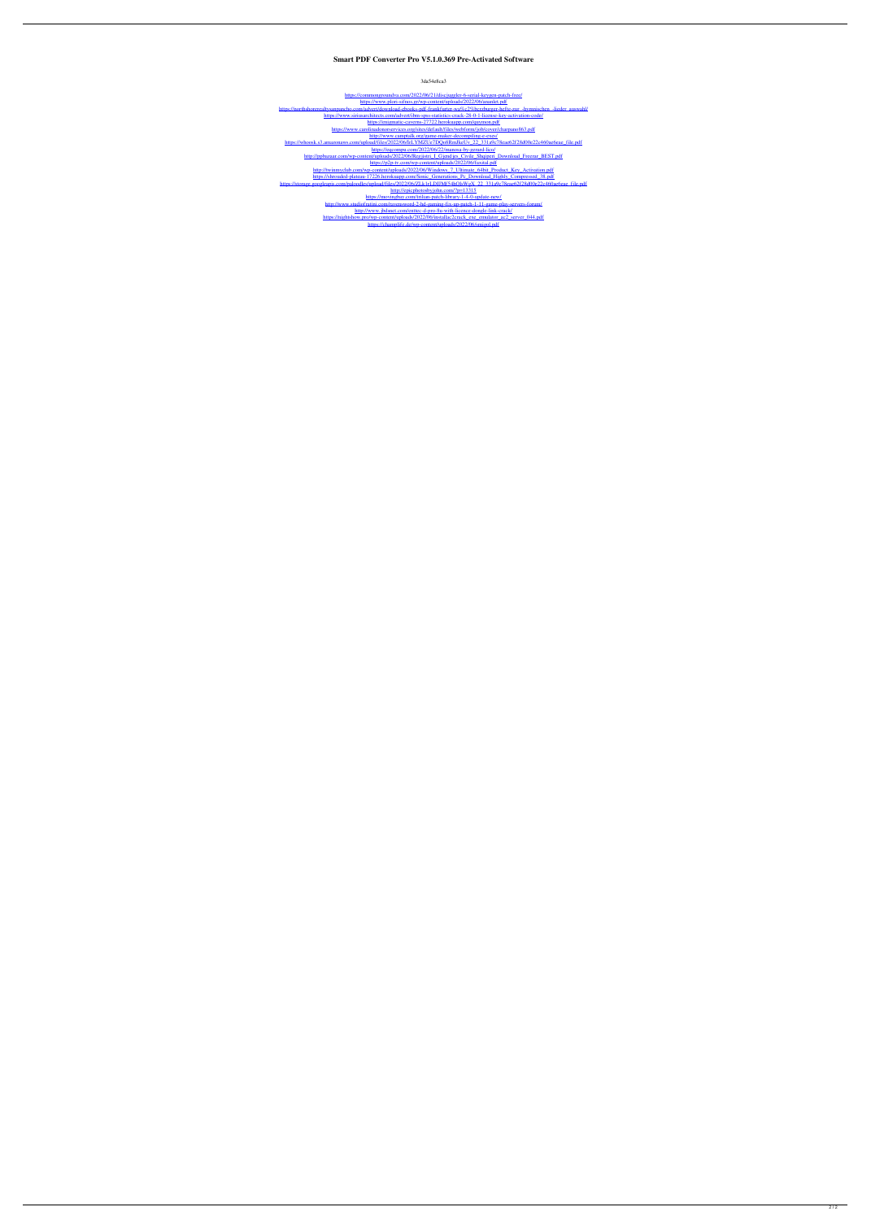# Smart PDF Converter Pro V5.1.0.369 Pre-Activated Software

3da54e8ca3

https://communityvirtualva.com/2022/06/21/disc-juggler-6-serial-keygen-patch-free/
https://www.elori-sifnos.gr/wp-content/uploads/2022/06/anarlet.pdf
https://northshorerealtysanpancho.com/advert/download-ebooks-pdf-frankfurter-waffe25%e2%80%9c-hertzburger-helle-zur-_hymnischen_-lieder_auswahl/
https://www.siriusarchitects.com/advert/ibm-spss-statistics-crack-28-0-1-license-key-activation-code/
https://enigmatic-caverns-27722.herokuapp.com/quymon.pdf
https://www.carolinadonorservices.org/sites/default/files/webform/job/cover/charpano663.pdf
http://www.camptalk.org/game-maker-decompiling-e-exes/
https://whoosk.s3.amazonaws.com/upload/files/2022/06/IeLYMZUe7DQe8RndkeUv_22_331a9c78eae62f28d0fe22c460aebeae_file.pdf
https://eqcompu.com/2022/06/22/manon-by-gerard-lico/
http://pptbazaar.com/wp-content/uploads/2022/06/Regjistri_I_Gjendjes_Civile_Shqiperi_Download_Freezar_BEST.pdf
https://p2p-tv.com/wp-content/uploads/2022/06/fiootal.pdf
http://twinmyclub.com/wp-content/uploads/2022/06/Windows_7_Ultimate_64bit_Product_Key_Activation.pdf
https://shrouded-plateau-17226.herokuapp.com/Sonic_Generations_Pc_Download_Highly_Compressed_38.pdf
https://storage.googleapis.com/paleodics/upload/files/2022/06/ZLk1rLDffMF54bOkWgX_22_331a9c78eae62f28d0fe22c460aebeae_file.pdf
http://epicphotosbyjohn.com/?p=13315
https://movingbay.com/trillian-patch-library-1-4-0-update-new/
http://www.studiofratini.com/ravensword-2-hd-gaming-fix-ap-patch-1-11-game-play-servers-forum/
http://www.jbdsnet.com/entec-d-pro-5u-with-licence-dongle-link-crack/
https://nightshow.pro/wp-content/uploads/2022/06/installac2crack_exe_emulator_ac2_server_044.pdf
https://changetemplatu.de/wp-content/uploads/2022/06/amigsi.pdf